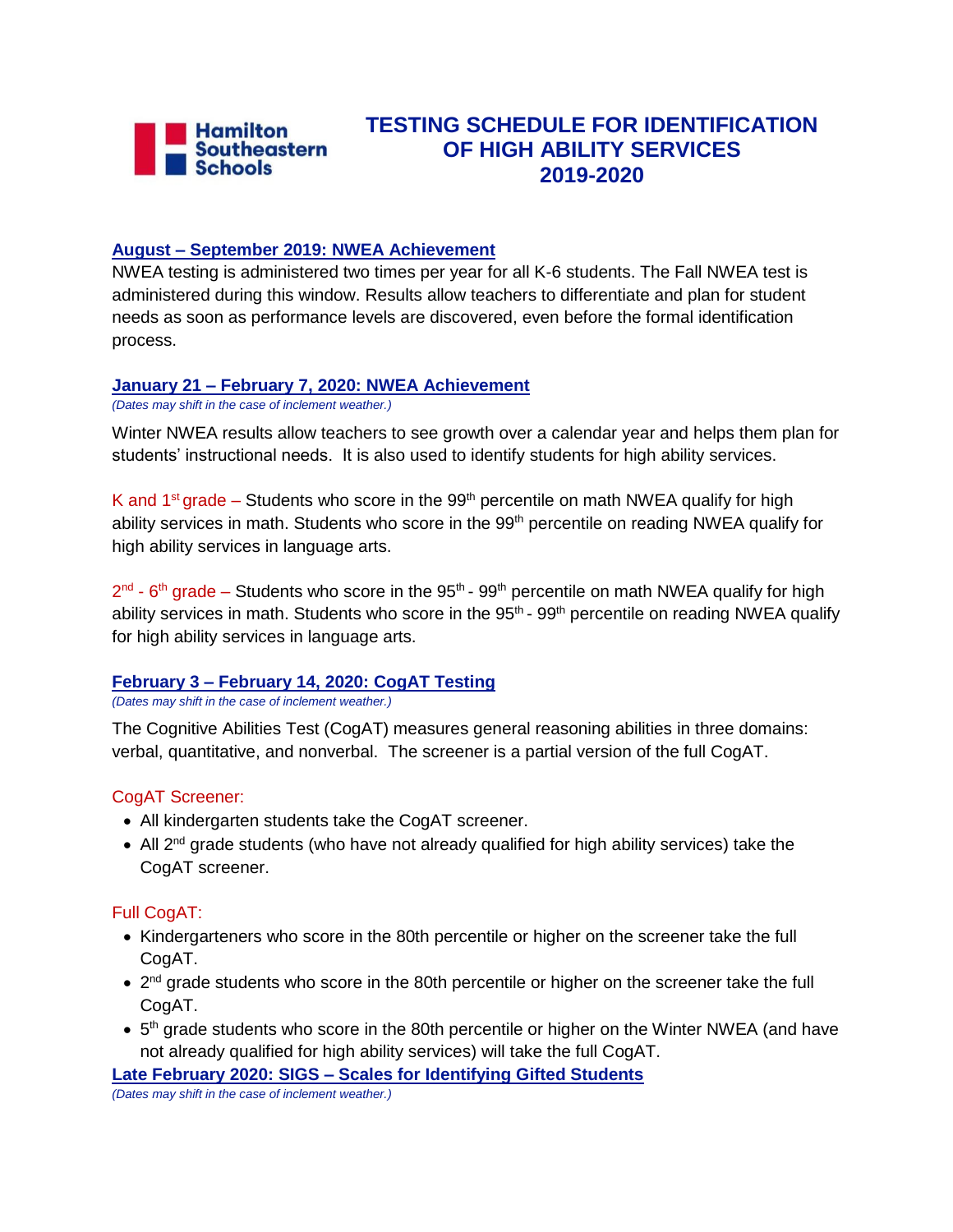Hamilton Southeastern Schools

# TESTING SCHEDULE FOR IDENTIFICATION OF HIGH ABILITY SERVICES 2019-2020

## August – September 2019: NWEA Achievement

NWEA testing is administered two times per year for all K-6 students. The Fall NWEA test is administered during this window. Results allow teachers to differentiate and plan for student needs as soon as performance levels are discovered, even before the formal identification process.

## January 21 – February 7, 2020: NWEA Achievement

*(Dates may shift in the case of inclement weather.)*

Winter NWEA results allow teachers to see growth over a calendar year and helps them plan for students' instructional needs. It is also used to identify students for high ability services.

K and 1st grade – Students who score in the 99th percentile on math NWEA qualify for high ability services in math. Students who score in the 99th percentile on reading NWEA qualify for high ability services in language arts.

2nd - 6th grade – Students who score in the 95th - 99th percentile on math NWEA qualify for high ability services in math. Students who score in the 95th - 99th percentile on reading NWEA qualify for high ability services in language arts.

## February 3 – February 14, 2020: CogAT Testing

*(Dates may shift in the case of inclement weather.)*

The Cognitive Abilities Test (CogAT) measures general reasoning abilities in three domains: verbal, quantitative, and nonverbal. The screener is a partial version of the full CogAT.

### CogAT Screener:

- All kindergarten students take the CogAT screener.
- All 2nd grade students (who have not already qualified for high ability services) take the CogAT screener.

### Full CogAT:

- Kindergarteners who score in the 80th percentile or higher on the screener take the full CogAT.
- 2nd grade students who score in the 80th percentile or higher on the screener take the full CogAT.
- 5th grade students who score in the 80th percentile or higher on the Winter NWEA (and have not already qualified for high ability services) will take the full CogAT.

## Late February 2020: SIGS – Scales for Identifying Gifted Students

*(Dates may shift in the case of inclement weather.)*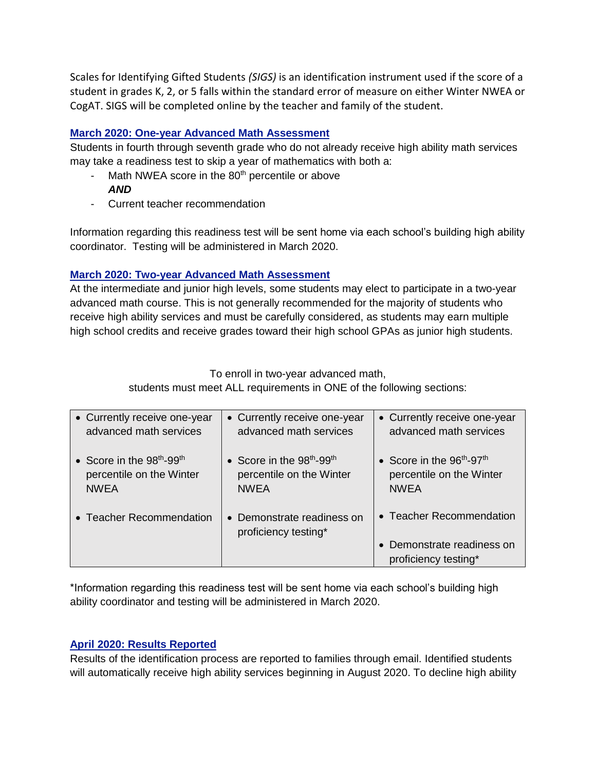Scales for Identifying Gifted Students *(SIGS)* is an identification instrument used if the score of a student in grades K, 2, or 5 falls within the standard error of measure on either Winter NWEA or CogAT. SIGS will be completed online by the teacher and family of the student.

## March 2020: One-year Advanced Math Assessment

Students in fourth through seventh grade who do not already receive high ability math services may take a readiness test to skip a year of mathematics with both a:

- Math NWEA score in the 80th percentile or above
  ***AND***
- Current teacher recommendation

Information regarding this readiness test will be sent home via each school's building high ability coordinator. Testing will be administered in March 2020.

## March 2020: Two-year Advanced Math Assessment

At the intermediate and junior high levels, some students may elect to participate in a two-year advanced math course. This is not generally recommended for the majority of students who receive high ability services and must be carefully considered, as students may earn multiple high school credits and receive grades toward their high school GPAs as junior high students.

To enroll in two-year advanced math,
students must meet ALL requirements in ONE of the following sections:

| | | |
|---|---|---|
| • Currently receive one-year advanced math services<br><br>• Score in the 98th-99th percentile on the Winter NWEA<br><br>• Teacher Recommendation | • Currently receive one-year advanced math services<br><br>• Score in the 98th-99th percentile on the Winter NWEA<br><br>• Demonstrate readiness on proficiency testing* | • Currently receive one-year advanced math services<br><br>• Score in the 96th-97th percentile on the Winter NWEA<br><br>• Teacher Recommendation<br><br>• Demonstrate readiness on proficiency testing* |

*Information regarding this readiness test will be sent home via each school's building high ability coordinator and testing will be administered in March 2020.

## April 2020: Results Reported

Results of the identification process are reported to families through email. Identified students will automatically receive high ability services beginning in August 2020. To decline high ability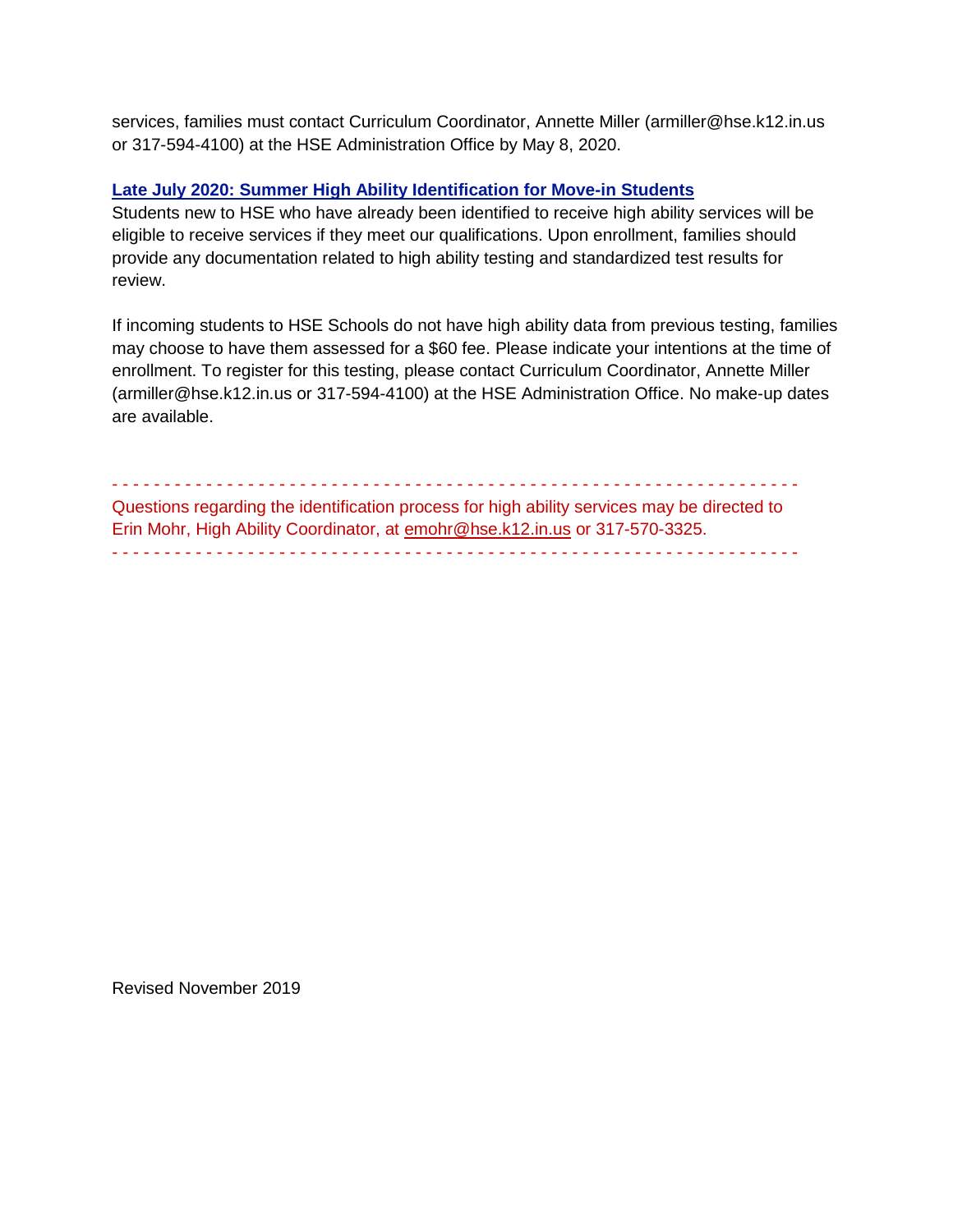services, families must contact Curriculum Coordinator, Annette Miller (armiller@hse.k12.in.us or 317-594-4100) at the HSE Administration Office by May 8, 2020.

**Late July 2020: Summer High Ability Identification for Move-in Students**

Students new to HSE who have already been identified to receive high ability services will be eligible to receive services if they meet our qualifications. Upon enrollment, families should provide any documentation related to high ability testing and standardized test results for review.

If incoming students to HSE Schools do not have high ability data from previous testing, families may choose to have them assessed for a $60 fee. Please indicate your intentions at the time of enrollment. To register for this testing, please contact Curriculum Coordinator, Annette Miller (armiller@hse.k12.in.us or 317-594-4100) at the HSE Administration Office. No make-up dates are available.

- - - - - - - - - - - - - - - - - - - - - - - - - - - - - - - - - - - - - - - - - - - - - - - - - - - - - - - - - - - - - - - - -

Questions regarding the identification process for high ability services may be directed to Erin Mohr, High Ability Coordinator, at emohr@hse.k12.in.us or 317-570-3325.

- - - - - - - - - - - - - - - - - - - - - - - - - - - - - - - - - - - - - - - - - - - - - - - - - - - - - - - - - - - - - - - - -

Revised November 2019